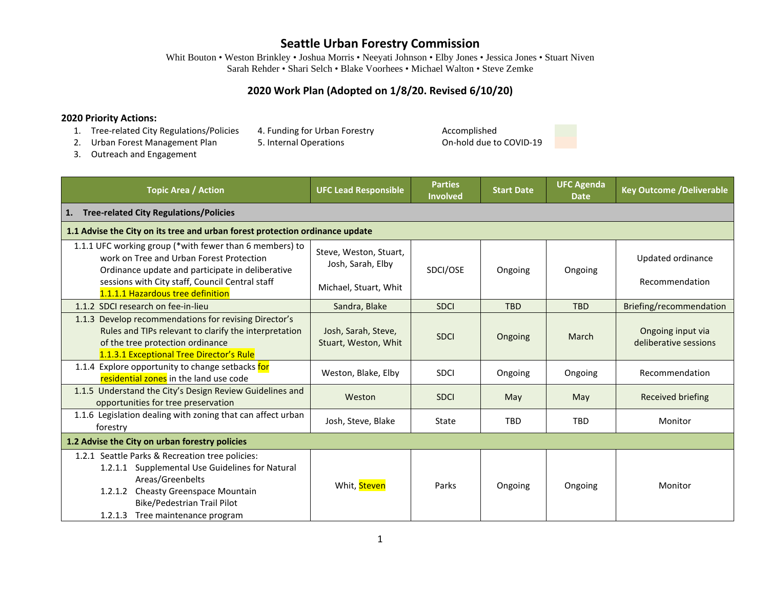# Seattle Urban Forestry Commission

Whit Bouton • Weston Brinkley • Joshua Morris • Neeyati Johnson • Elby Jones • Jessica Jones • Stuart Niven
Sarah Rehder • Shari Selch • Blake Voorhees • Michael Walton • Steve Zemke

## 2020 Work Plan (Adopted on 1/8/20. Revised 6/10/20)

**2020 Priority Actions:**

1. Tree-related City Regulations/Policies
2. Urban Forest Management Plan
3. Outreach and Engagement
4. Funding for Urban Forestry
5. Internal Operations

Accomplished
On-hold due to COVID-19

| Topic Area / Action | UFC Lead Responsible | Parties Involved | Start Date | UFC Agenda Date | Key Outcome /Deliverable |
|---|---|---|---|---|---|
| **1. Tree-related City Regulations/Policies** | | | | | |
| **1.1 Advise the City on its tree and urban forest protection ordinance update** | | | | | |
| 1.1.1 UFC working group (*with fewer than 6 members) to work on Tree and Urban Forest Protection Ordinance update and participate in deliberative sessions with City staff, Council Central staff<br>1.1.1.1 Hazardous tree definition | Steve, Weston, Stuart, Josh, Sarah, Elby<br><br>Michael, Stuart, Whit | SDCI/OSE | Ongoing | Ongoing | Updated ordinance<br><br>Recommendation |
| 1.1.2 SDCI research on fee-in-lieu | Sandra, Blake | SDCI | TBD | TBD | Briefing/recommendation |
| 1.1.3 Develop recommendations for revising Director's Rules and TIPs relevant to clarify the interpretation of the tree protection ordinance<br>1.1.3.1 Exceptional Tree Director's Rule | Josh, Sarah, Steve, Stuart, Weston, Whit | SDCI | Ongoing | March | Ongoing input via deliberative sessions |
| 1.1.4 Explore opportunity to change setbacks for residential zones in the land use code | Weston, Blake, Elby | SDCI | Ongoing | Ongoing | Recommendation |
| 1.1.5 Understand the City's Design Review Guidelines and opportunities for tree preservation | Weston | SDCI | May | May | Received briefing |
| 1.1.6 Legislation dealing with zoning that can affect urban forestry | Josh, Steve, Blake | State | TBD | TBD | Monitor |
| **1.2 Advise the City on urban forestry policies** | | | | | |
| 1.2.1 Seattle Parks & Recreation tree policies:<br>1.2.1.1 Supplemental Use Guidelines for Natural Areas/Greenbelts<br>1.2.1.2 Cheasty Greenspace Mountain Bike/Pedestrian Trail Pilot<br>1.2.1.3 Tree maintenance program | Whit, Steven | Parks | Ongoing | Ongoing | Monitor |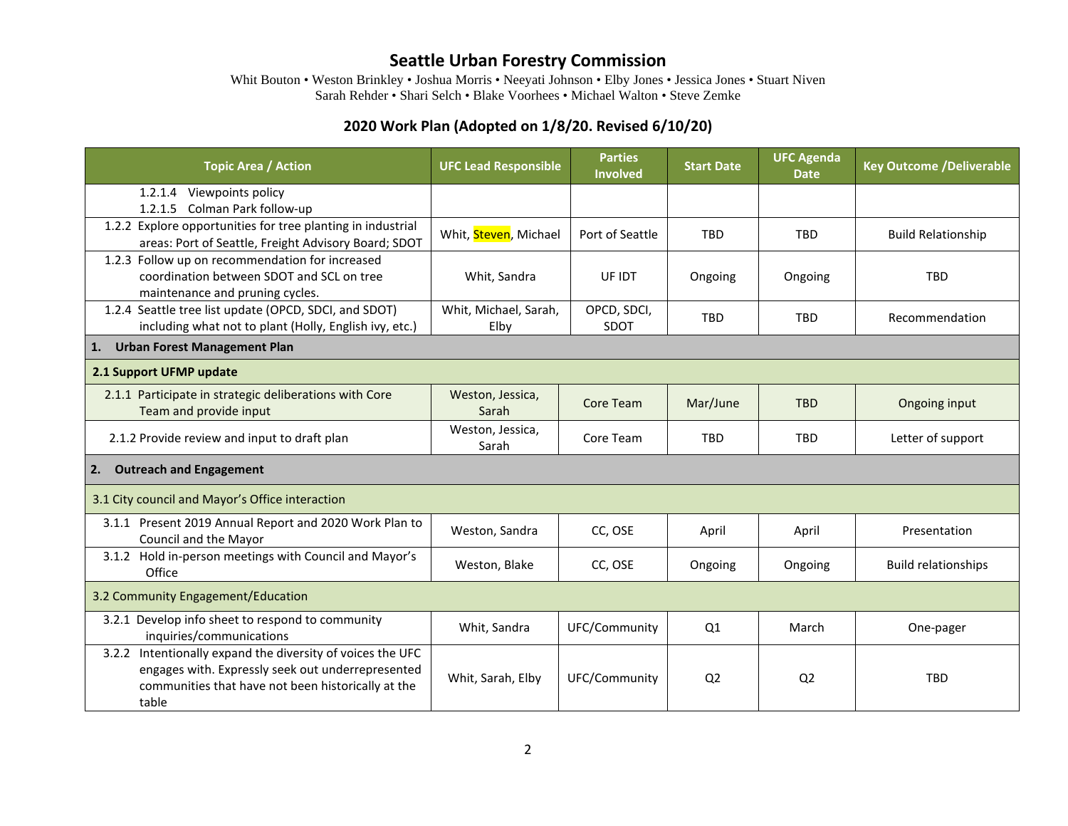# Seattle Urban Forestry Commission

Whit Bouton • Weston Brinkley • Joshua Morris • Neeyati Johnson • Elby Jones • Jessica Jones • Stuart Niven
Sarah Rehder • Shari Selch • Blake Voorhees • Michael Walton • Steve Zemke

## 2020 Work Plan (Adopted on 1/8/20. Revised 6/10/20)

| Topic Area / Action | UFC Lead Responsible | Parties Involved | Start Date | UFC Agenda Date | Key Outcome /Deliverable |
|---|---|---|---|---|---|
| 1.2.1.4 Viewpoints policy<br>1.2.1.5 Colman Park follow-up | | | | | |
| 1.2.2 Explore opportunities for tree planting in industrial areas: Port of Seattle, Freight Advisory Board; SDOT | Whit, Steven, Michael | Port of Seattle | TBD | TBD | Build Relationship |
| 1.2.3 Follow up on recommendation for increased coordination between SDOT and SCL on tree maintenance and pruning cycles. | Whit, Sandra | UF IDT | Ongoing | Ongoing | TBD |
| 1.2.4 Seattle tree list update (OPCD, SDCI, and SDOT) including what not to plant (Holly, English ivy, etc.) | Whit, Michael, Sarah, Elby | OPCD, SDCI, SDOT | TBD | TBD | Recommendation |
| **1. Urban Forest Management Plan** | | | | | |
| **2.1 Support UFMP update** | | | | | |
| 2.1.1 Participate in strategic deliberations with Core Team and provide input | Weston, Jessica, Sarah | Core Team | Mar/June | TBD | Ongoing input |
| 2.1.2 Provide review and input to draft plan | Weston, Jessica, Sarah | Core Team | TBD | TBD | Letter of support |
| **2. Outreach and Engagement** | | | | | |
| 3.1 City council and Mayor's Office interaction | | | | | |
| 3.1.1 Present 2019 Annual Report and 2020 Work Plan to Council and the Mayor | Weston, Sandra | CC, OSE | April | April | Presentation |
| 3.1.2 Hold in-person meetings with Council and Mayor's Office | Weston, Blake | CC, OSE | Ongoing | Ongoing | Build relationships |
| 3.2 Community Engagement/Education | | | | | |
| 3.2.1 Develop info sheet to respond to community inquiries/communications | Whit, Sandra | UFC/Community | Q1 | March | One-pager |
| 3.2.2 Intentionally expand the diversity of voices the UFC engages with. Expressly seek out underrepresented communities that have not been historically at the table | Whit, Sarah, Elby | UFC/Community | Q2 | Q2 | TBD |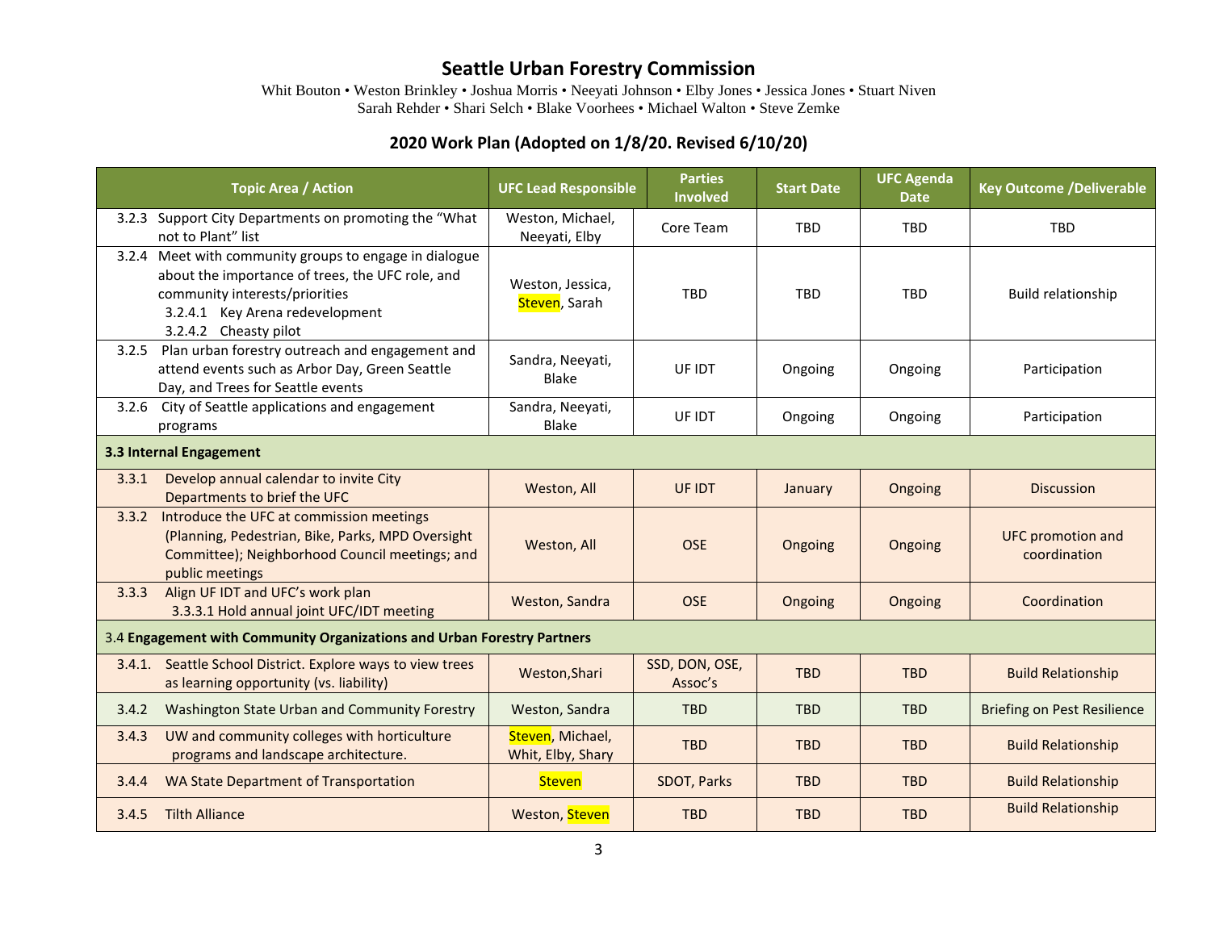# Seattle Urban Forestry Commission

Whit Bouton • Weston Brinkley • Joshua Morris • Neeyati Johnson • Elby Jones • Jessica Jones • Stuart Niven
Sarah Rehder • Shari Selch • Blake Voorhees • Michael Walton • Steve Zemke

## 2020 Work Plan (Adopted on 1/8/20. Revised 6/10/20)

| Topic Area / Action | UFC Lead Responsible | Parties Involved | Start Date | UFC Agenda Date | Key Outcome /Deliverable |
|---|---|---|---|---|---|
| 3.2.3 Support City Departments on promoting the "What not to Plant" list | Weston, Michael, Neeyati, Elby | Core Team | TBD | TBD | TBD |
| 3.2.4 Meet with community groups to engage in dialogue about the importance of trees, the UFC role, and community interests/priorities<br>3.2.4.1 Key Arena redevelopment<br>3.2.4.2 Cheasty pilot | Weston, Jessica, Steven, Sarah | TBD | TBD | TBD | Build relationship |
| 3.2.5 Plan urban forestry outreach and engagement and attend events such as Arbor Day, Green Seattle Day, and Trees for Seattle events | Sandra, Neeyati, Blake | UF IDT | Ongoing | Ongoing | Participation |
| 3.2.6 City of Seattle applications and engagement programs | Sandra, Neeyati, Blake | UF IDT | Ongoing | Ongoing | Participation |
| **3.3 Internal Engagement** | | | | | |
| 3.3.1 Develop annual calendar to invite City Departments to brief the UFC | Weston, All | UF IDT | January | Ongoing | Discussion |
| 3.3.2 Introduce the UFC at commission meetings (Planning, Pedestrian, Bike, Parks, MPD Oversight Committee); Neighborhood Council meetings; and public meetings | Weston, All | OSE | Ongoing | Ongoing | UFC promotion and coordination |
| 3.3.3 Align UF IDT and UFC's work plan<br>3.3.3.1 Hold annual joint UFC/IDT meeting | Weston, Sandra | OSE | Ongoing | Ongoing | Coordination |
| 3.4 **Engagement with Community Organizations and Urban Forestry Partners** | | | | | |
| 3.4.1. Seattle School District. Explore ways to view trees as learning opportunity (vs. liability) | Weston,Shari | SSD, DON, OSE, Assoc's | TBD | TBD | Build Relationship |
| 3.4.2 Washington State Urban and Community Forestry | Weston, Sandra | TBD | TBD | TBD | Briefing on Pest Resilience |
| 3.4.3 UW and community colleges with horticulture programs and landscape architecture. | Steven, Michael, Whit, Elby, Shary | TBD | TBD | TBD | Build Relationship |
| 3.4.4 WA State Department of Transportation | Steven | SDOT, Parks | TBD | TBD | Build Relationship |
| 3.4.5 Tilth Alliance | Weston, Steven | TBD | TBD | TBD | Build Relationship |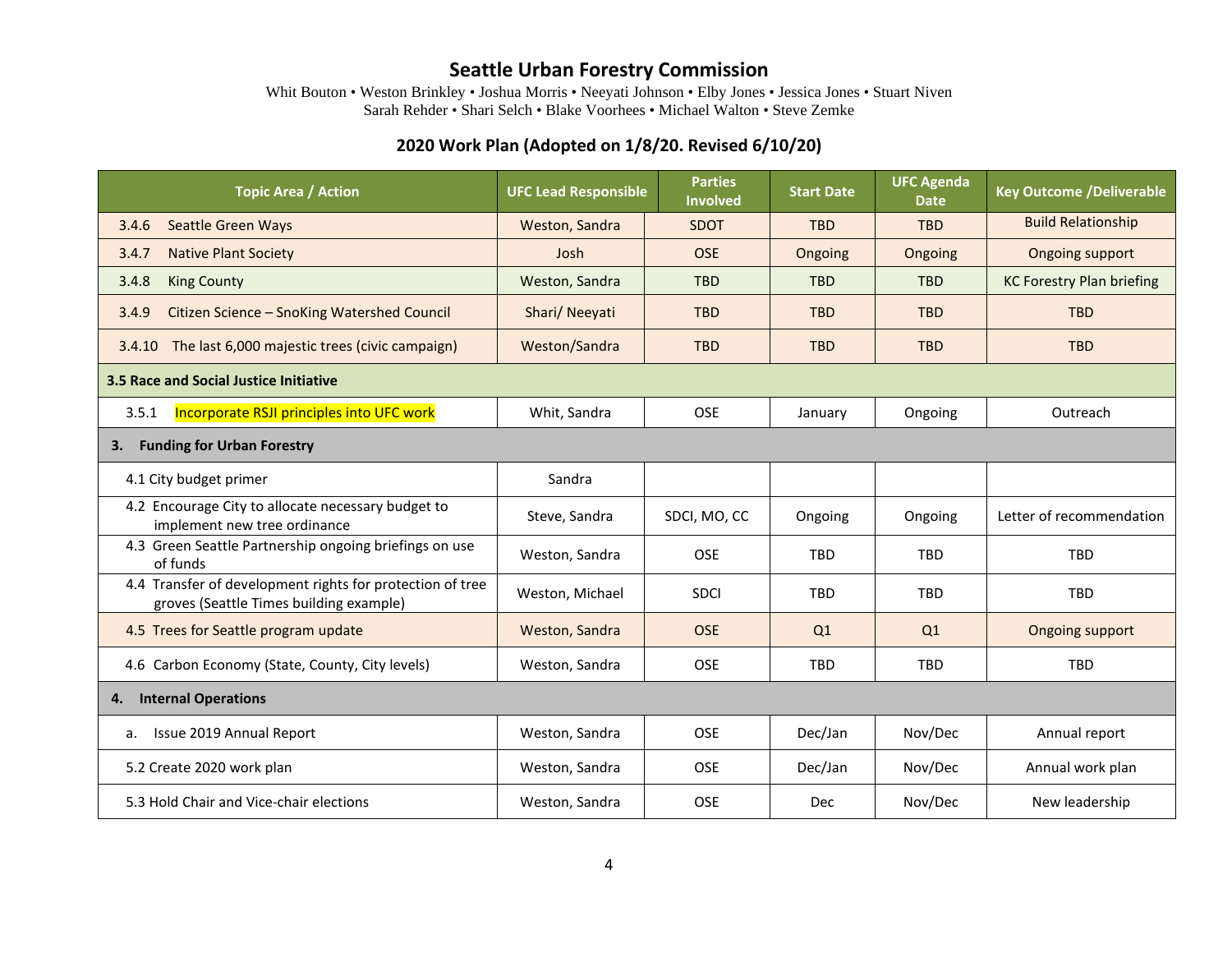# Seattle Urban Forestry Commission

Whit Bouton • Weston Brinkley • Joshua Morris • Neeyati Johnson • Elby Jones • Jessica Jones • Stuart Niven
Sarah Rehder • Shari Selch • Blake Voorhees • Michael Walton • Steve Zemke

## 2020 Work Plan (Adopted on 1/8/20. Revised 6/10/20)

| Topic Area / Action | UFC Lead Responsible | Parties Involved | Start Date | UFC Agenda Date | Key Outcome /Deliverable |
|---|---|---|---|---|---|
| 3.4.6 Seattle Green Ways | Weston, Sandra | SDOT | TBD | TBD | Build Relationship |
| 3.4.7 Native Plant Society | Josh | OSE | Ongoing | Ongoing | Ongoing support |
| 3.4.8 King County | Weston, Sandra | TBD | TBD | TBD | KC Forestry Plan briefing |
| 3.4.9 Citizen Science – SnoKing Watershed Council | Shari/ Neeyati | TBD | TBD | TBD | TBD |
| 3.4.10 The last 6,000 majestic trees (civic campaign) | Weston/Sandra | TBD | TBD | TBD | TBD |
| **3.5 Race and Social Justice Initiative** | | | | | |
| 3.5.1 Incorporate RSJI principles into UFC work | Whit, Sandra | OSE | January | Ongoing | Outreach |
| **3. Funding for Urban Forestry** | | | | | |
| 4.1 City budget primer | Sandra | | | | |
| 4.2 Encourage City to allocate necessary budget to implement new tree ordinance | Steve, Sandra | SDCI, MO, CC | Ongoing | Ongoing | Letter of recommendation |
| 4.3 Green Seattle Partnership ongoing briefings on use of funds | Weston, Sandra | OSE | TBD | TBD | TBD |
| 4.4 Transfer of development rights for protection of tree groves (Seattle Times building example) | Weston, Michael | SDCI | TBD | TBD | TBD |
| 4.5 Trees for Seattle program update | Weston, Sandra | OSE | Q1 | Q1 | Ongoing support |
| 4.6 Carbon Economy (State, County, City levels) | Weston, Sandra | OSE | TBD | TBD | TBD |
| **4. Internal Operations** | | | | | |
| a. Issue 2019 Annual Report | Weston, Sandra | OSE | Dec/Jan | Nov/Dec | Annual report |
| 5.2 Create 2020 work plan | Weston, Sandra | OSE | Dec/Jan | Nov/Dec | Annual work plan |
| 5.3 Hold Chair and Vice-chair elections | Weston, Sandra | OSE | Dec | Nov/Dec | New leadership |